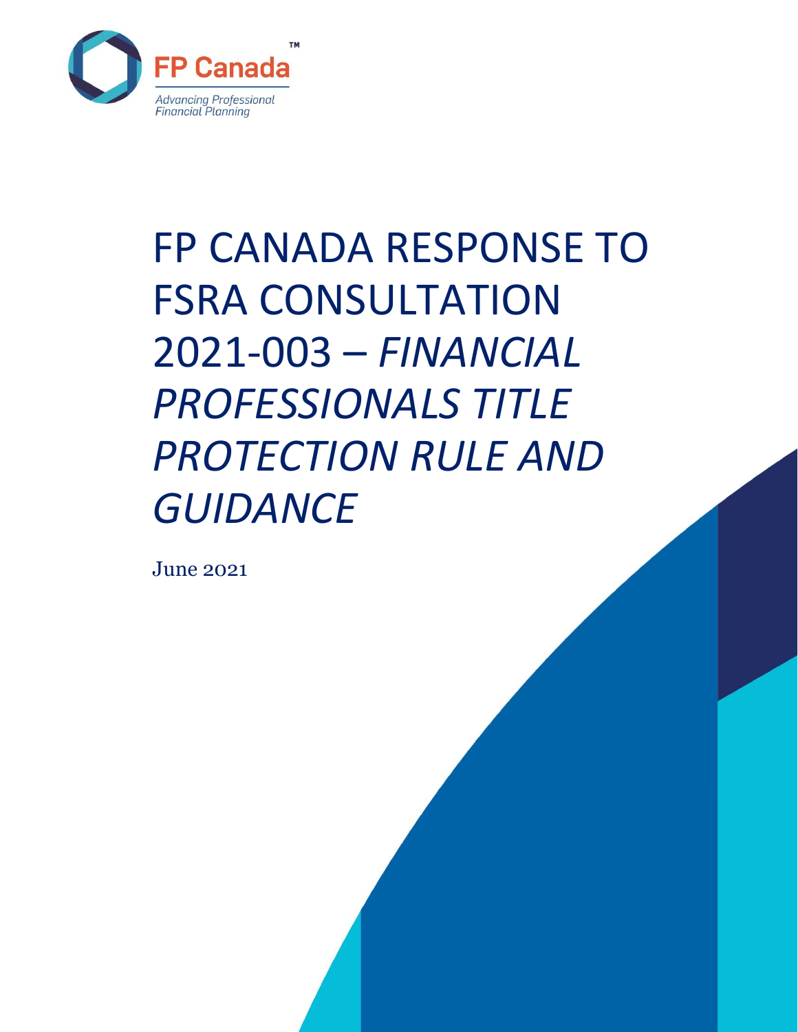FP Canada™

*Advancing Professional Financial Planning*

# FP CANADA RESPONSE TO FSRA CONSULTATION 2021-003 – *FINANCIAL PROFESSIONALS TITLE PROTECTION RULE AND GUIDANCE*

June 2021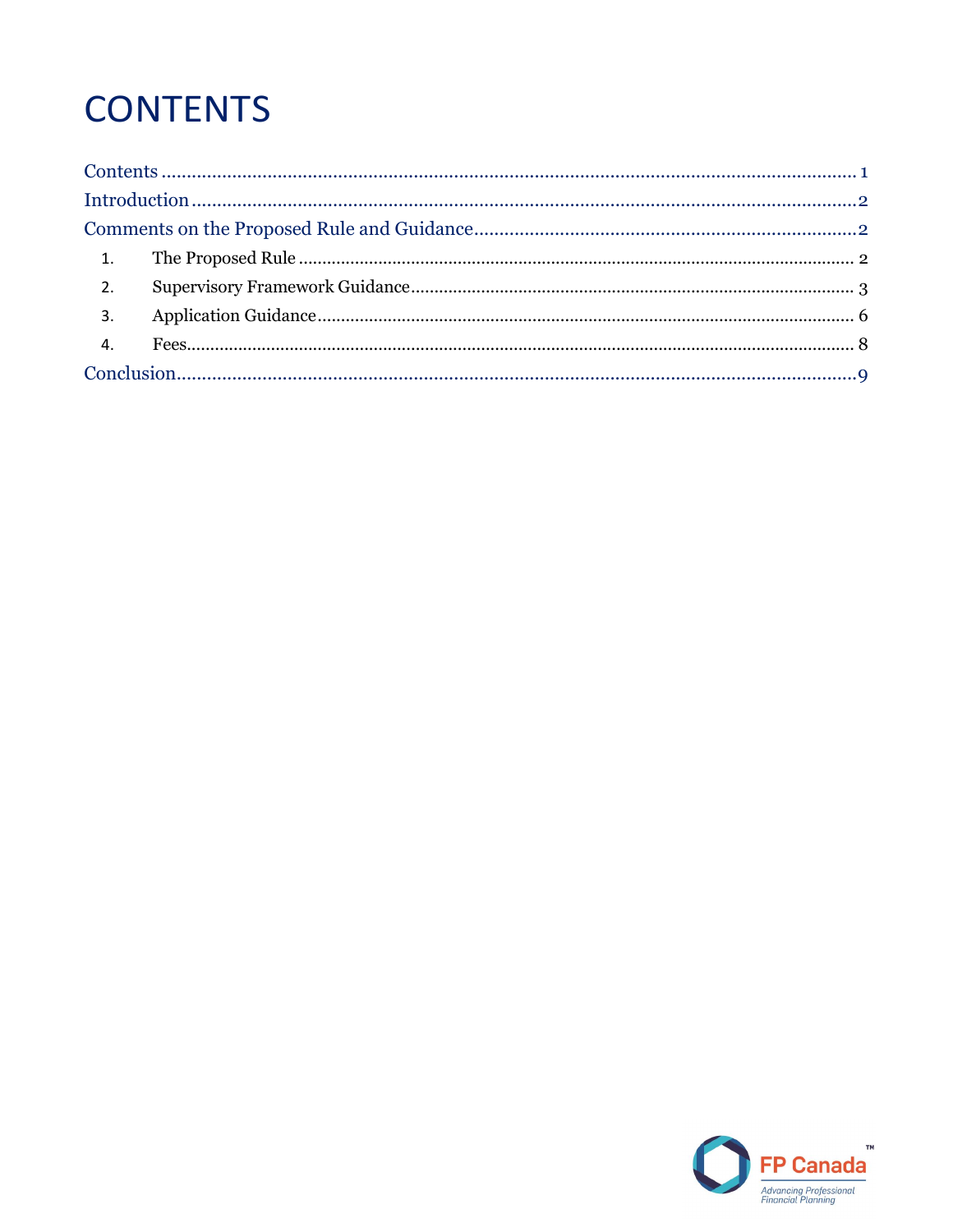# CONTENTS

Contents ........................................................................................................................ 1

Introduction .................................................................................................................... 2

Comments on the Proposed Rule and Guidance ........................................................................... 2

1. The Proposed Rule ...................................................................................................... 2
2. Supervisory Framework Guidance ............................................................................... 3
3. Application Guidance ................................................................................................. 6
4. Fees ............................................................................................................................ 8

Conclusion ....................................................................................................................... 9

FP Canada™

Advancing Professional Financial Planning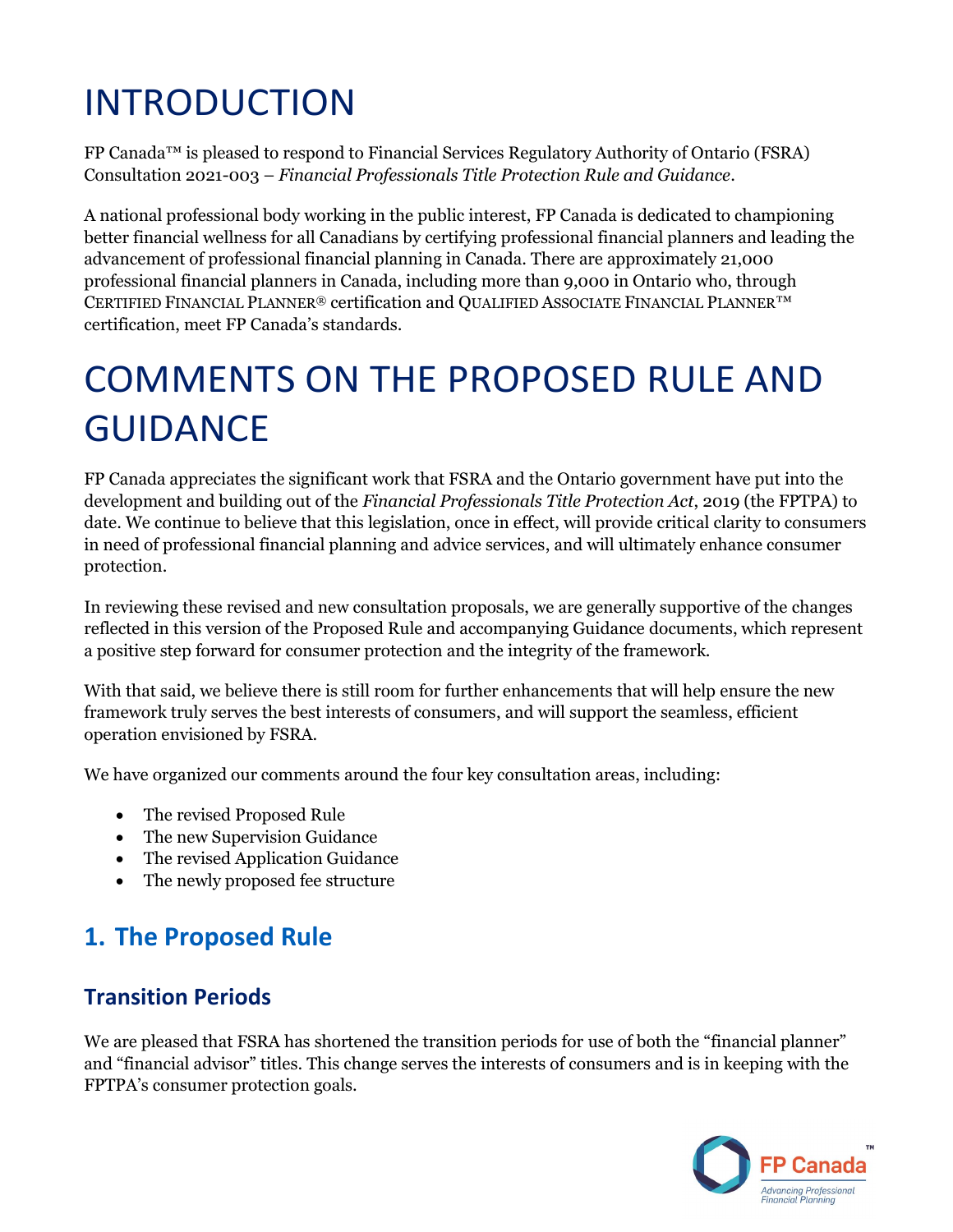# INTRODUCTION

FP Canada™ is pleased to respond to Financial Services Regulatory Authority of Ontario (FSRA) Consultation 2021-003 – *Financial Professionals Title Protection Rule and Guidance*.

A national professional body working in the public interest, FP Canada is dedicated to championing better financial wellness for all Canadians by certifying professional financial planners and leading the advancement of professional financial planning in Canada. There are approximately 21,000 professional financial planners in Canada, including more than 9,000 in Ontario who, through CERTIFIED FINANCIAL PLANNER® certification and QUALIFIED ASSOCIATE FINANCIAL PLANNER™ certification, meet FP Canada's standards.

# COMMENTS ON THE PROPOSED RULE AND GUIDANCE

FP Canada appreciates the significant work that FSRA and the Ontario government have put into the development and building out of the *Financial Professionals Title Protection Act*, 2019 (the FPTPA) to date. We continue to believe that this legislation, once in effect, will provide critical clarity to consumers in need of professional financial planning and advice services, and will ultimately enhance consumer protection.

In reviewing these revised and new consultation proposals, we are generally supportive of the changes reflected in this version of the Proposed Rule and accompanying Guidance documents, which represent a positive step forward for consumer protection and the integrity of the framework.

With that said, we believe there is still room for further enhancements that will help ensure the new framework truly serves the best interests of consumers, and will support the seamless, efficient operation envisioned by FSRA.

We have organized our comments around the four key consultation areas, including:

- The revised Proposed Rule
- The new Supervision Guidance
- The revised Application Guidance
- The newly proposed fee structure

## 1. The Proposed Rule

### Transition Periods

We are pleased that FSRA has shortened the transition periods for use of both the "financial planner" and "financial advisor" titles. This change serves the interests of consumers and is in keeping with the FPTPA's consumer protection goals.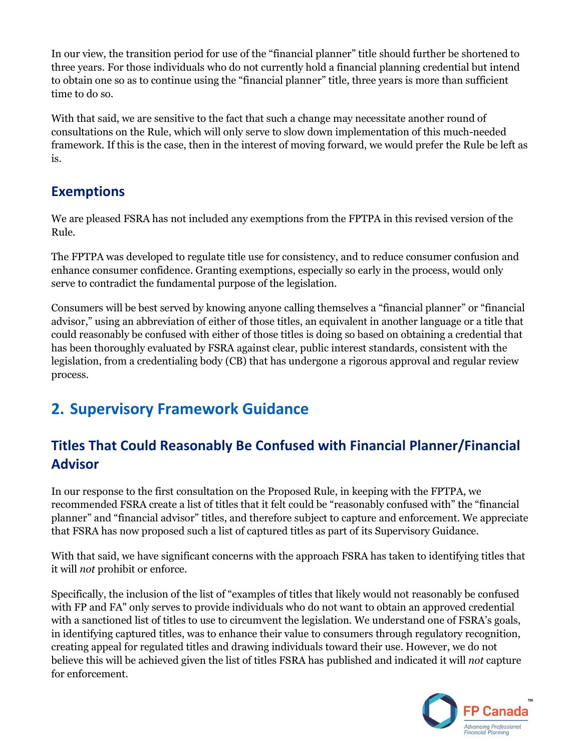In our view, the transition period for use of the "financial planner" title should further be shortened to three years. For those individuals who do not currently hold a financial planning credential but intend to obtain one so as to continue using the "financial planner" title, three years is more than sufficient time to do so.

With that said, we are sensitive to the fact that such a change may necessitate another round of consultations on the Rule, which will only serve to slow down implementation of this much-needed framework. If this is the case, then in the interest of moving forward, we would prefer the Rule be left as is.

### Exemptions

We are pleased FSRA has not included any exemptions from the FPTPA in this revised version of the Rule.

The FPTPA was developed to regulate title use for consistency, and to reduce consumer confusion and enhance consumer confidence. Granting exemptions, especially so early in the process, would only serve to contradict the fundamental purpose of the legislation.

Consumers will be best served by knowing anyone calling themselves a "financial planner" or "financial advisor," using an abbreviation of either of those titles, an equivalent in another language or a title that could reasonably be confused with either of those titles is doing so based on obtaining a credential that has been thoroughly evaluated by FSRA against clear, public interest standards, consistent with the legislation, from a credentialing body (CB) that has undergone a rigorous approval and regular review process.

## 2. Supervisory Framework Guidance

### Titles That Could Reasonably Be Confused with Financial Planner/Financial Advisor

In our response to the first consultation on the Proposed Rule, in keeping with the FPTPA, we recommended FSRA create a list of titles that it felt could be "reasonably confused with" the "financial planner" and "financial advisor" titles, and therefore subject to capture and enforcement. We appreciate that FSRA has now proposed such a list of captured titles as part of its Supervisory Guidance.

With that said, we have significant concerns with the approach FSRA has taken to identifying titles that it will *not* prohibit or enforce.

Specifically, the inclusion of the list of "examples of titles that likely would not reasonably be confused with FP and FA" only serves to provide individuals who do not want to obtain an approved credential with a sanctioned list of titles to use to circumvent the legislation. We understand one of FSRA's goals, in identifying captured titles, was to enhance their value to consumers through regulatory recognition, creating appeal for regulated titles and drawing individuals toward their use. However, we do not believe this will be achieved given the list of titles FSRA has published and indicated it will *not* capture for enforcement.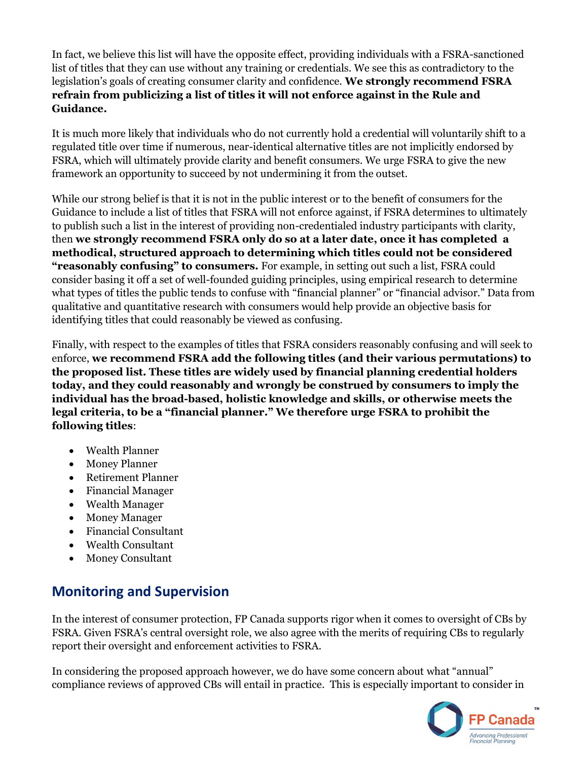In fact, we believe this list will have the opposite effect, providing individuals with a FSRA-sanctioned list of titles that they can use without any training or credentials. We see this as contradictory to the legislation's goals of creating consumer clarity and confidence. **We strongly recommend FSRA refrain from publicizing a list of titles it will not enforce against in the Rule and Guidance.**

It is much more likely that individuals who do not currently hold a credential will voluntarily shift to a regulated title over time if numerous, near-identical alternative titles are not implicitly endorsed by FSRA, which will ultimately provide clarity and benefit consumers. We urge FSRA to give the new framework an opportunity to succeed by not undermining it from the outset.

While our strong belief is that it is not in the public interest or to the benefit of consumers for the Guidance to include a list of titles that FSRA will not enforce against, if FSRA determines to ultimately to publish such a list in the interest of providing non-credentialed industry participants with clarity, then **we strongly recommend FSRA only do so at a later date, once it has completed a methodical, structured approach to determining which titles could not be considered "reasonably confusing" to consumers.** For example, in setting out such a list, FSRA could consider basing it off a set of well-founded guiding principles, using empirical research to determine what types of titles the public tends to confuse with "financial planner" or "financial advisor." Data from qualitative and quantitative research with consumers would help provide an objective basis for identifying titles that could reasonably be viewed as confusing.

Finally, with respect to the examples of titles that FSRA considers reasonably confusing and will seek to enforce, **we recommend FSRA add the following titles (and their various permutations) to the proposed list. These titles are widely used by financial planning credential holders today, and they could reasonably and wrongly be construed by consumers to imply the individual has the broad-based, holistic knowledge and skills, or otherwise meets the legal criteria, to be a "financial planner." We therefore urge FSRA to prohibit the following titles**:

- Wealth Planner
- Money Planner
- Retirement Planner
- Financial Manager
- Wealth Manager
- Money Manager
- Financial Consultant
- Wealth Consultant
- Money Consultant

## Monitoring and Supervision

In the interest of consumer protection, FP Canada supports rigor when it comes to oversight of CBs by FSRA. Given FSRA's central oversight role, we also agree with the merits of requiring CBs to regularly report their oversight and enforcement activities to FSRA.

In considering the proposed approach however, we do have some concern about what "annual" compliance reviews of approved CBs will entail in practice. This is especially important to consider in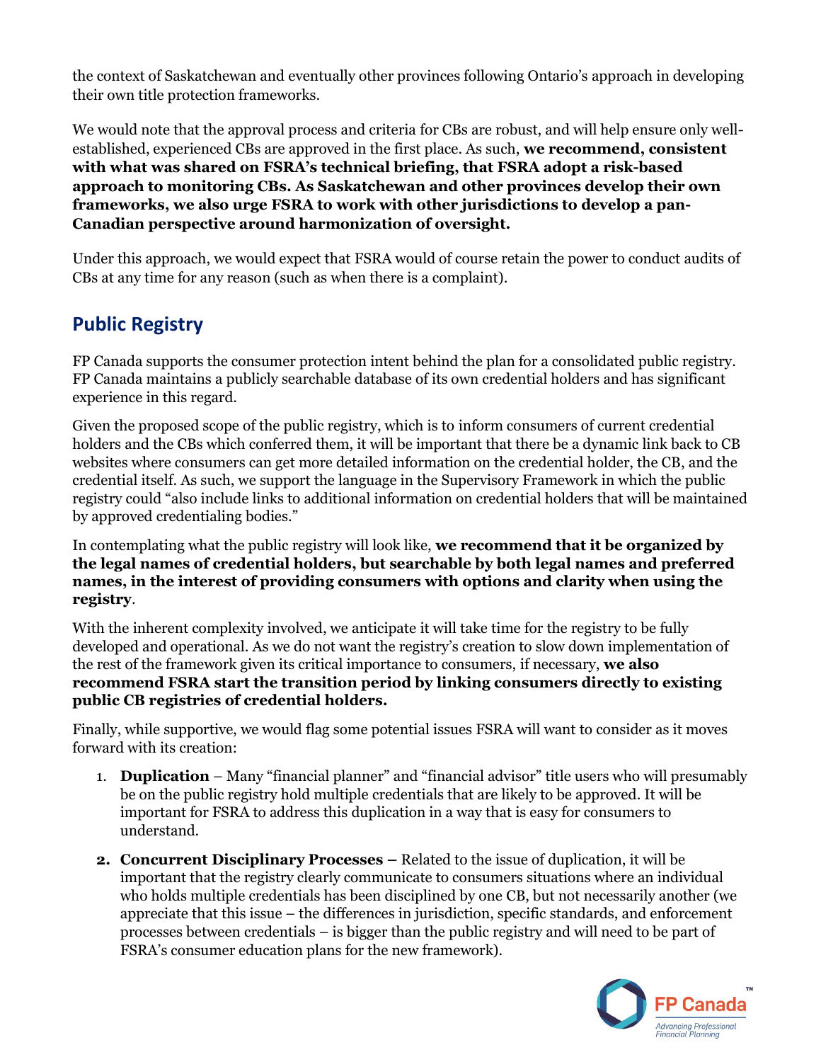the context of Saskatchewan and eventually other provinces following Ontario's approach in developing their own title protection frameworks.

We would note that the approval process and criteria for CBs are robust, and will help ensure only well-established, experienced CBs are approved in the first place. As such, **we recommend, consistent with what was shared on FSRA's technical briefing, that FSRA adopt a risk-based approach to monitoring CBs. As Saskatchewan and other provinces develop their own frameworks, we also urge FSRA to work with other jurisdictions to develop a pan-Canadian perspective around harmonization of oversight.**

Under this approach, we would expect that FSRA would of course retain the power to conduct audits of CBs at any time for any reason (such as when there is a complaint).

## Public Registry

FP Canada supports the consumer protection intent behind the plan for a consolidated public registry. FP Canada maintains a publicly searchable database of its own credential holders and has significant experience in this regard.

Given the proposed scope of the public registry, which is to inform consumers of current credential holders and the CBs which conferred them, it will be important that there be a dynamic link back to CB websites where consumers can get more detailed information on the credential holder, the CB, and the credential itself. As such, we support the language in the Supervisory Framework in which the public registry could "also include links to additional information on credential holders that will be maintained by approved credentialing bodies."

In contemplating what the public registry will look like, **we recommend that it be organized by the legal names of credential holders, but searchable by both legal names and preferred names, in the interest of providing consumers with options and clarity when using the registry**.

With the inherent complexity involved, we anticipate it will take time for the registry to be fully developed and operational. As we do not want the registry's creation to slow down implementation of the rest of the framework given its critical importance to consumers, if necessary, **we also recommend FSRA start the transition period by linking consumers directly to existing public CB registries of credential holders.**

Finally, while supportive, we would flag some potential issues FSRA will want to consider as it moves forward with its creation:

1. **Duplication** – Many "financial planner" and "financial advisor" title users who will presumably be on the public registry hold multiple credentials that are likely to be approved. It will be important for FSRA to address this duplication in a way that is easy for consumers to understand.
2. **Concurrent Disciplinary Processes** – Related to the issue of duplication, it will be important that the registry clearly communicate to consumers situations where an individual who holds multiple credentials has been disciplined by one CB, but not necessarily another (we appreciate that this issue – the differences in jurisdiction, specific standards, and enforcement processes between credentials – is bigger than the public registry and will need to be part of FSRA's consumer education plans for the new framework).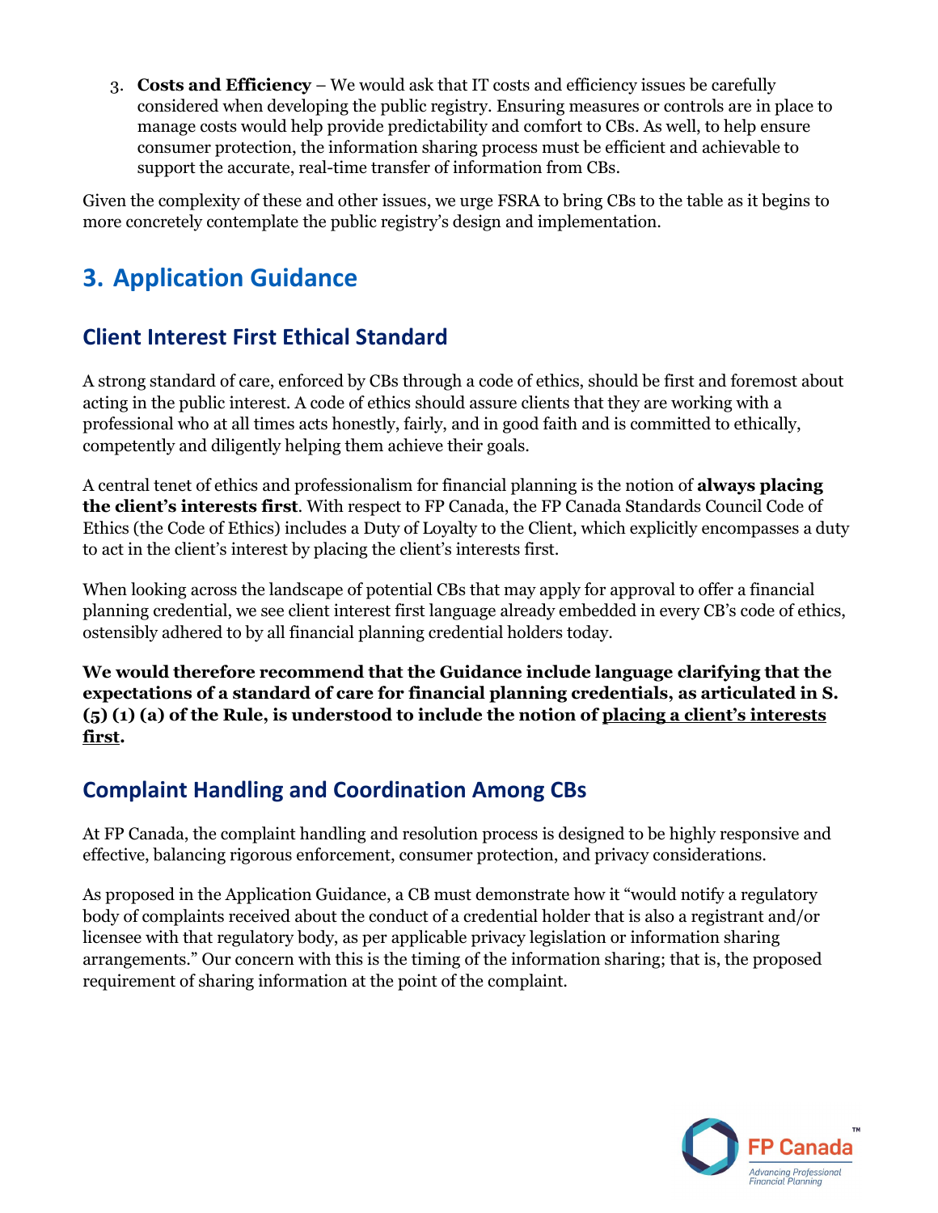3. **Costs and Efficiency** – We would ask that IT costs and efficiency issues be carefully considered when developing the public registry. Ensuring measures or controls are in place to manage costs would help provide predictability and comfort to CBs. As well, to help ensure consumer protection, the information sharing process must be efficient and achievable to support the accurate, real-time transfer of information from CBs.

Given the complexity of these and other issues, we urge FSRA to bring CBs to the table as it begins to more concretely contemplate the public registry's design and implementation.

## 3. Application Guidance

### Client Interest First Ethical Standard

A strong standard of care, enforced by CBs through a code of ethics, should be first and foremost about acting in the public interest. A code of ethics should assure clients that they are working with a professional who at all times acts honestly, fairly, and in good faith and is committed to ethically, competently and diligently helping them achieve their goals.

A central tenet of ethics and professionalism for financial planning is the notion of **always placing the client's interests first**. With respect to FP Canada, the FP Canada Standards Council Code of Ethics (the Code of Ethics) includes a Duty of Loyalty to the Client, which explicitly encompasses a duty to act in the client's interest by placing the client's interests first.

When looking across the landscape of potential CBs that may apply for approval to offer a financial planning credential, we see client interest first language already embedded in every CB's code of ethics, ostensibly adhered to by all financial planning credential holders today.

**We would therefore recommend that the Guidance include language clarifying that the expectations of a standard of care for financial planning credentials, as articulated in S. (5) (1) (a) of the Rule, is understood to include the notion of <u>placing a client's interests first</u>.**

### Complaint Handling and Coordination Among CBs

At FP Canada, the complaint handling and resolution process is designed to be highly responsive and effective, balancing rigorous enforcement, consumer protection, and privacy considerations.

As proposed in the Application Guidance, a CB must demonstrate how it "would notify a regulatory body of complaints received about the conduct of a credential holder that is also a registrant and/or licensee with that regulatory body, as per applicable privacy legislation or information sharing arrangements." Our concern with this is the timing of the information sharing; that is, the proposed requirement of sharing information at the point of the complaint.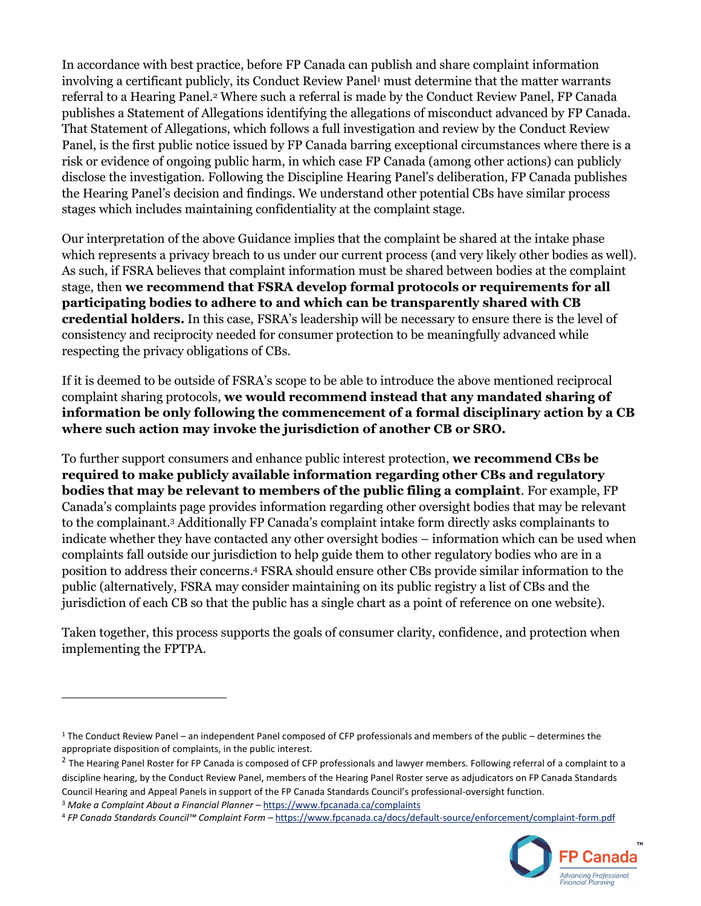In accordance with best practice, before FP Canada can publish and share complaint information involving a certificant publicly, its Conduct Review Panel[1] must determine that the matter warrants referral to a Hearing Panel.[2] Where such a referral is made by the Conduct Review Panel, FP Canada publishes a Statement of Allegations identifying the allegations of misconduct advanced by FP Canada. That Statement of Allegations, which follows a full investigation and review by the Conduct Review Panel, is the first public notice issued by FP Canada barring exceptional circumstances where there is a risk or evidence of ongoing public harm, in which case FP Canada (among other actions) can publicly disclose the investigation. Following the Discipline Hearing Panel's deliberation, FP Canada publishes the Hearing Panel's decision and findings. We understand other potential CBs have similar process stages which includes maintaining confidentiality at the complaint stage.

Our interpretation of the above Guidance implies that the complaint be shared at the intake phase which represents a privacy breach to us under our current process (and very likely other bodies as well). As such, if FSRA believes that complaint information must be shared between bodies at the complaint stage, then **we recommend that FSRA develop formal protocols or requirements for all participating bodies to adhere to and which can be transparently shared with CB credential holders.** In this case, FSRA's leadership will be necessary to ensure there is the level of consistency and reciprocity needed for consumer protection to be meaningfully advanced while respecting the privacy obligations of CBs.

If it is deemed to be outside of FSRA's scope to be able to introduce the above mentioned reciprocal complaint sharing protocols, **we would recommend instead that any mandated sharing of information be only following the commencement of a formal disciplinary action by a CB where such action may invoke the jurisdiction of another CB or SRO.**

To further support consumers and enhance public interest protection, **we recommend CBs be required to make publicly available information regarding other CBs and regulatory bodies that may be relevant to members of the public filing a complaint**. For example, FP Canada's complaints page provides information regarding other oversight bodies that may be relevant to the complainant.[3] Additionally FP Canada's complaint intake form directly asks complainants to indicate whether they have contacted any other oversight bodies – information which can be used when complaints fall outside our jurisdiction to help guide them to other regulatory bodies who are in a position to address their concerns.[4] FSRA should ensure other CBs provide similar information to the public (alternatively, FSRA may consider maintaining on its public registry a list of CBs and the jurisdiction of each CB so that the public has a single chart as a point of reference on one website).

Taken together, this process supports the goals of consumer clarity, confidence, and protection when implementing the FPTPA.

---

[1] The Conduct Review Panel – an independent Panel composed of CFP professionals and members of the public – determines the appropriate disposition of complaints, in the public interest.

[2] The Hearing Panel Roster for FP Canada is composed of CFP professionals and lawyer members. Following referral of a complaint to a discipline hearing, by the Conduct Review Panel, members of the Hearing Panel Roster serve as adjudicators on FP Canada Standards Council Hearing and Appeal Panels in support of the FP Canada Standards Council's professional-oversight function.

[3] *Make a Complaint About a Financial Planner* – https://www.fpcanada.ca/complaints

[4] *FP Canada Standards Council™ Complaint Form* – https://www.fpcanada.ca/docs/default-source/enforcement/complaint-form.pdf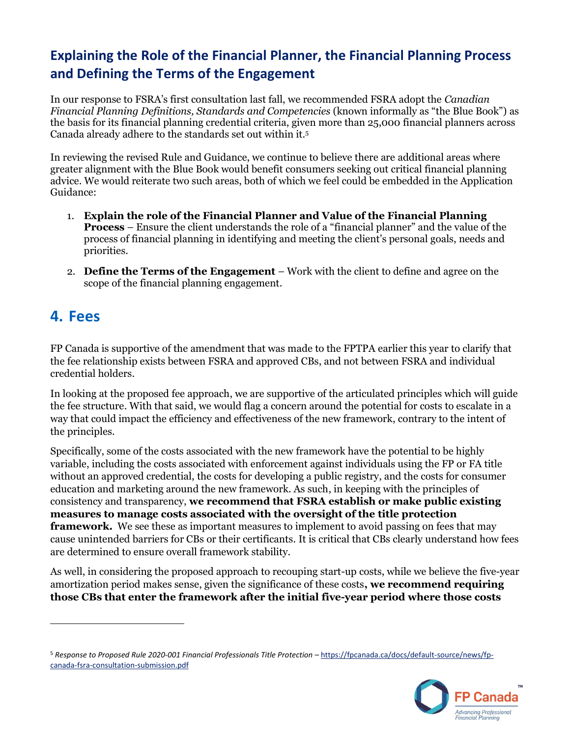## Explaining the Role of the Financial Planner, the Financial Planning Process and Defining the Terms of the Engagement

In our response to FSRA's first consultation last fall, we recommended FSRA adopt the *Canadian Financial Planning Definitions, Standards and Competencies* (known informally as "the Blue Book") as the basis for its financial planning credential criteria, given more than 25,000 financial planners across Canada already adhere to the standards set out within it.[5]

In reviewing the revised Rule and Guidance, we continue to believe there are additional areas where greater alignment with the Blue Book would benefit consumers seeking out critical financial planning advice. We would reiterate two such areas, both of which we feel could be embedded in the Application Guidance:

1. **Explain the role of the Financial Planner and Value of the Financial Planning Process** – Ensure the client understands the role of a "financial planner" and the value of the process of financial planning in identifying and meeting the client's personal goals, needs and priorities.
2. **Define the Terms of the Engagement** – Work with the client to define and agree on the scope of the financial planning engagement.

## 4. Fees

FP Canada is supportive of the amendment that was made to the FPTPA earlier this year to clarify that the fee relationship exists between FSRA and approved CBs, and not between FSRA and individual credential holders.

In looking at the proposed fee approach, we are supportive of the articulated principles which will guide the fee structure. With that said, we would flag a concern around the potential for costs to escalate in a way that could impact the efficiency and effectiveness of the new framework, contrary to the intent of the principles.

Specifically, some of the costs associated with the new framework have the potential to be highly variable, including the costs associated with enforcement against individuals using the FP or FA title without an approved credential, the costs for developing a public registry, and the costs for consumer education and marketing around the new framework. As such, in keeping with the principles of consistency and transparency, **we recommend that FSRA establish or make public existing measures to manage costs associated with the oversight of the title protection framework.** We see these as important measures to implement to avoid passing on fees that may cause unintended barriers for CBs or their certificants. It is critical that CBs clearly understand how fees are determined to ensure overall framework stability.

As well, in considering the proposed approach to recouping start-up costs, while we believe the five-year amortization period makes sense, given the significance of these costs**, we recommend requiring those CBs that enter the framework after the initial five-year period where those costs**

---

[5] *Response to Proposed Rule 2020-001 Financial Professionals Title Protection* – https://fpcanada.ca/docs/default-source/news/fp-canada-fsra-consultation-submission.pdf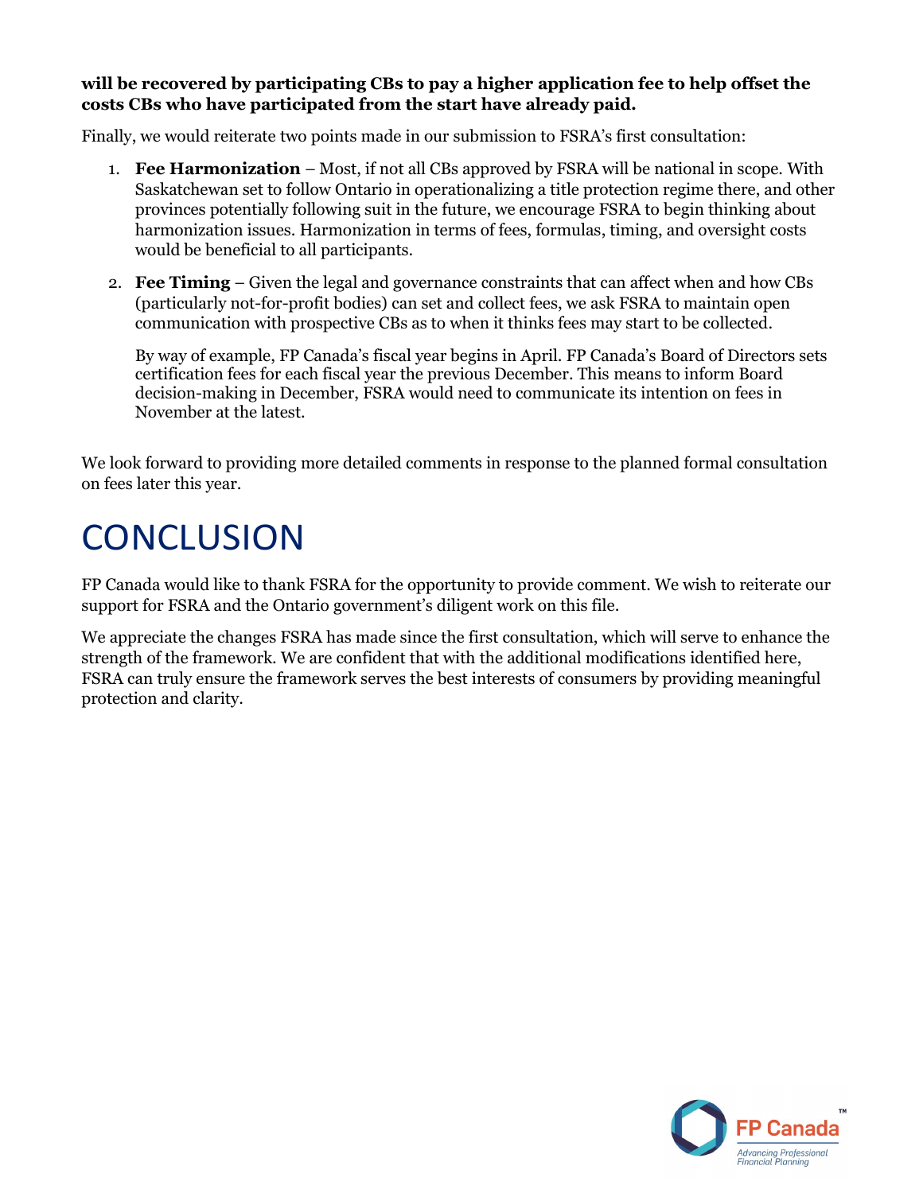**will be recovered by participating CBs to pay a higher application fee to help offset the costs CBs who have participated from the start have already paid.**

Finally, we would reiterate two points made in our submission to FSRA's first consultation:

1. **Fee Harmonization** – Most, if not all CBs approved by FSRA will be national in scope. With Saskatchewan set to follow Ontario in operationalizing a title protection regime there, and other provinces potentially following suit in the future, we encourage FSRA to begin thinking about harmonization issues. Harmonization in terms of fees, formulas, timing, and oversight costs would be beneficial to all participants.
2. **Fee Timing** – Given the legal and governance constraints that can affect when and how CBs (particularly not-for-profit bodies) can set and collect fees, we ask FSRA to maintain open communication with prospective CBs as to when it thinks fees may start to be collected.

   By way of example, FP Canada's fiscal year begins in April. FP Canada's Board of Directors sets certification fees for each fiscal year the previous December. This means to inform Board decision-making in December, FSRA would need to communicate its intention on fees in November at the latest.

We look forward to providing more detailed comments in response to the planned formal consultation on fees later this year.

# CONCLUSION

FP Canada would like to thank FSRA for the opportunity to provide comment. We wish to reiterate our support for FSRA and the Ontario government's diligent work on this file.

We appreciate the changes FSRA has made since the first consultation, which will serve to enhance the strength of the framework. We are confident that with the additional modifications identified here, FSRA can truly ensure the framework serves the best interests of consumers by providing meaningful protection and clarity.